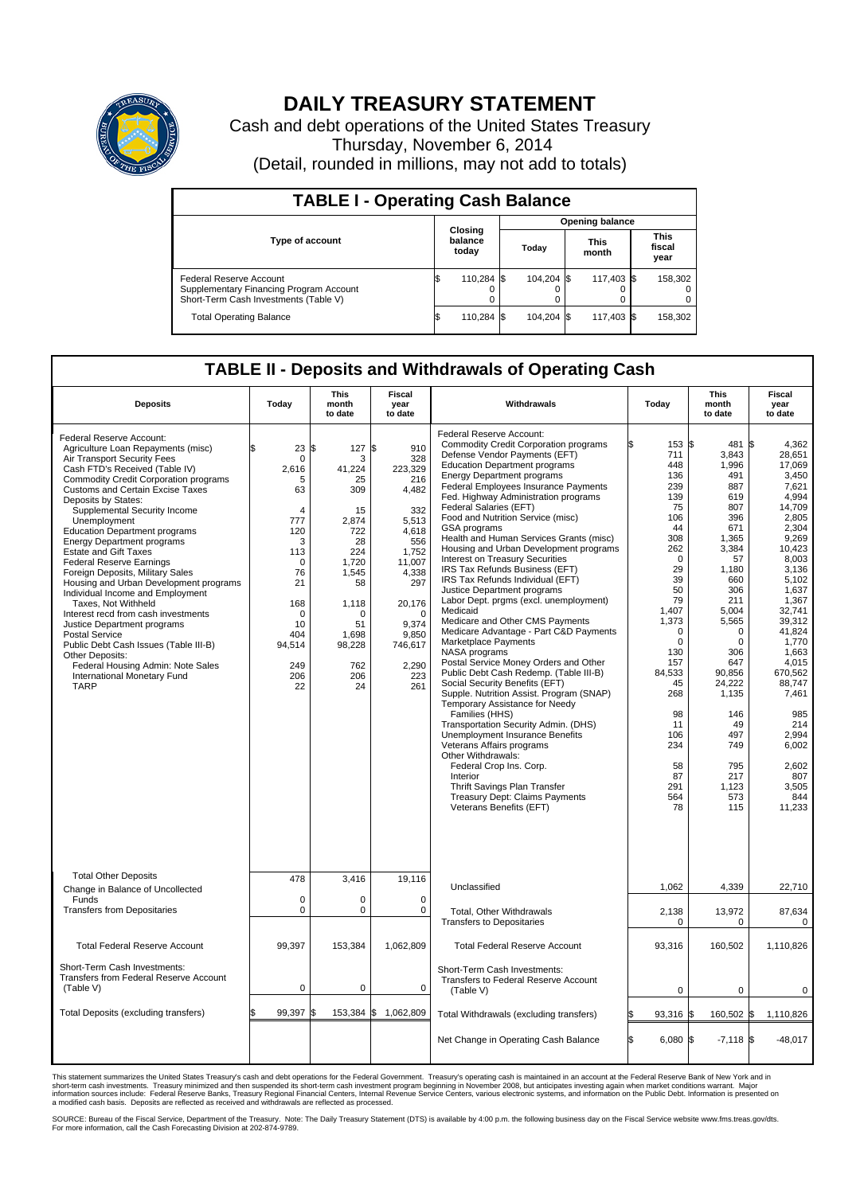# DAILY TREASURY STATEMENT

Cash and debt operations of the United States Treasury

Thursday, November 6, 2014

(Detail, rounded in millions, may not add to totals)

## TABLE I - Operating Cash Balance

| Type of account | Closing balance today | Opening balance Today | Opening balance This month | Opening balance This fiscal year |
|---|---|---|---|---|
| Federal Reserve Account | $ 110,284 | $ 104,204 | $ 117,403 | $ 158,302 |
| Supplementary Financing Program Account | 0 | 0 | 0 | 0 |
| Short-Term Cash Investments (Table V) | 0 | 0 | 0 | 0 |
| Total Operating Balance | $ 110,284 | $ 104,204 | $ 117,403 | $ 158,302 |

## TABLE II - Deposits and Withdrawals of Operating Cash

| Deposits | Today | This month to date | Fiscal year to date | Withdrawals | Today | This month to date | Fiscal year to date |
|---|---|---|---|---|---|---|---|
| Federal Reserve Account: | | | | Federal Reserve Account: | | | |
| Agriculture Loan Repayments (misc) | $ 23 | $ 127 | $ 910 | Commodity Credit Corporation programs | $ 153 | $ 481 | $ 4,362 |
| Air Transport Security Fees | 0 | 3 | 328 | Defense Vendor Payments (EFT) | 711 | 3,843 | 28,651 |
| Cash FTD's Received (Table IV) | 2,616 | 41,224 | 223,329 | Education Department programs | 448 | 1,996 | 17,069 |
| Commodity Credit Corporation programs | 5 | 25 | 216 | Energy Department programs | 136 | 491 | 3,450 |
| Customs and Certain Excise Taxes | 63 | 309 | 4,482 | Federal Employees Insurance Payments | 239 | 887 | 7,621 |
| Deposits by States: | | | | Fed. Highway Administration programs | 139 | 619 | 4,994 |
| Supplemental Security Income | 4 | 15 | 332 | Federal Salaries (EFT) | 75 | 807 | 14,709 |
| Unemployment | 777 | 2,874 | 5,513 | Food and Nutrition Service (misc) | 106 | 396 | 2,805 |
| Education Department programs | 120 | 722 | 4,618 | GSA programs | 44 | 671 | 2,304 |
| Energy Department programs | 3 | 28 | 556 | Health and Human Services Grants (misc) | 308 | 1,365 | 9,269 |
| Estate and Gift Taxes | 113 | 224 | 1,752 | Housing and Urban Development programs | 262 | 3,384 | 10,423 |
| Federal Reserve Earnings | 0 | 1,720 | 11,007 | Interest on Treasury Securities | 0 | 57 | 8,003 |
| Foreign Deposits, Military Sales | 76 | 1,545 | 4,338 | IRS Tax Refunds Business (EFT) | 29 | 1,180 | 3,136 |
| Housing and Urban Development programs | 21 | 58 | 297 | IRS Tax Refunds Individual (EFT) | 39 | 660 | 5,102 |
| Individual Income and Employment Taxes, Not Withheld | 168 | 1,118 | 20,176 | Justice Department programs | 50 | 306 | 1,637 |
| Interest recd from cash investments | 0 | 0 | 0 | Labor Dept. prgms (excl. unemployment) | 79 | 211 | 1,367 |
| Justice Department programs | 10 | 51 | 9,374 | Medicaid | 1,407 | 5,004 | 32,741 |
| Postal Service | 404 | 1,698 | 9,850 | Medicare and Other CMS Payments | 1,373 | 5,565 | 39,312 |
| Public Debt Cash Issues (Table III-B) | 94,514 | 98,228 | 746,617 | Medicare Advantage - Part C&D Payments | 0 | 0 | 41,824 |
| Other Deposits: | | | | Marketplace Payments | 0 | 0 | 1,770 |
| Federal Housing Admin: Note Sales | 249 | 762 | 2,290 | NASA programs | 130 | 306 | 1,663 |
| International Monetary Fund | 206 | 206 | 223 | Postal Service Money Orders and Other | 157 | 647 | 4,015 |
| TARP | 22 | 24 | 261 | Public Debt Cash Redemp. (Table III-B) | 84,533 | 90,856 | 670,562 |
| | | | | Social Security Benefits (EFT) | 45 | 24,222 | 88,747 |
| | | | | Supple. Nutrition Assist. Program (SNAP) | 268 | 1,135 | 7,461 |
| | | | | Temporary Assistance for Needy Families (HHS) | 98 | 146 | 985 |
| | | | | Transportation Security Admin. (DHS) | 11 | 49 | 214 |
| | | | | Unemployment Insurance Benefits | 106 | 497 | 2,994 |
| | | | | Veterans Affairs programs | 234 | 749 | 6,002 |
| | | | | Other Withdrawals: | | | |
| | | | | Federal Crop Ins. Corp. | 58 | 795 | 2,602 |
| | | | | Interior | 87 | 217 | 807 |
| | | | | Thrift Savings Plan Transfer | 291 | 1,123 | 3,505 |
| | | | | Treasury Dept: Claims Payments | 564 | 573 | 844 |
| | | | | Veterans Benefits (EFT) | 78 | 115 | 11,233 |
| Total Other Deposits | 478 | 3,416 | 19,116 | Unclassified | 1,062 | 4,339 | 22,710 |
| Change in Balance of Uncollected Funds | 0 | 0 | 0 | | | | |
| Transfers from Depositaries | 0 | 0 | 0 | Total, Other Withdrawals | 2,138 | 13,972 | 87,634 |
| | | | | Transfers to Depositaries | 0 | 0 | 0 |
| Total Federal Reserve Account | 99,397 | 153,384 | 1,062,809 | Total Federal Reserve Account | 93,316 | 160,502 | 1,110,826 |
| Short-Term Cash Investments: Transfers from Federal Reserve Account (Table V) | 0 | 0 | 0 | Short-Term Cash Investments: Transfers to Federal Reserve Account (Table V) | 0 | 0 | 0 |
| Total Deposits (excluding transfers) | $ 99,397 | $ 153,384 | $ 1,062,809 | Total Withdrawals (excluding transfers) | $ 93,316 | $ 160,502 | $ 1,110,826 |
| | | | | Net Change in Operating Cash Balance | $ 6,080 | $ -7,118 | $ -48,017 |

This statement summarizes the United States Treasury's cash and debt operations for the Federal Government. Treasury's operating cash is maintained in an account at the Federal Reserve Bank of New York and in short-term cash investments. Treasury minimized and then suspended its short-term cash investment program beginning in November 2008, but anticipates investing again when market conditions warrant. Major information sources include: Federal Reserve Banks, Treasury Regional Financial Centers, Internal Revenue Service Centers, various electronic systems, and information on the Public Debt. Information is presented on a modified cash basis. Deposits are reflected as received and withdrawals are reflected as processed.

SOURCE: Bureau of the Fiscal Service, Department of the Treasury. Note: The Daily Treasury Statement (DTS) is available by 4:00 p.m. the following business day on the Fiscal Service website www.fms.treas.gov/dts. For more information, call the Cash Forecasting Division at 202-874-9789.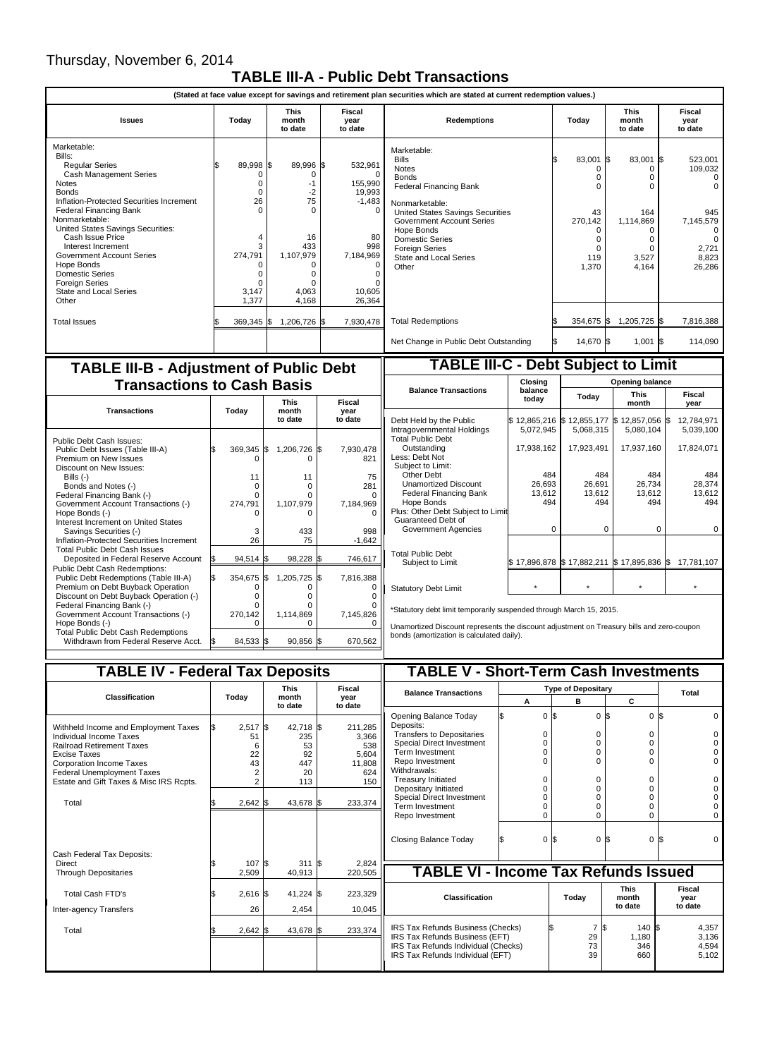Thursday, November 6, 2014

# TABLE III-A - Public Debt Transactions

(Stated at face value except for savings and retirement plan securities which are stated at current redemption values.)

| Issues | Today | This month to date | Fiscal year to date |
|---|---|---|---|
| Marketable: | | | |
| Bills: | | | |
| Regular Series | $ 89,998 | $ 89,996 | $ 532,961 |
| Cash Management Series | 0 | 0 | 0 |
| Notes | 0 | -1 | 155,990 |
| Bonds | 0 | -2 | 19,993 |
| Inflation-Protected Securities Increment | 26 | 75 | -1,483 |
| Federal Financing Bank | 0 | 0 | 0 |
| Nonmarketable: | | | |
| United States Savings Securities: | | | |
| Cash Issue Price | 4 | 16 | 80 |
| Interest Increment | 3 | 433 | 998 |
| Government Account Series | 274,791 | 1,107,979 | 7,184,969 |
| Hope Bonds | 0 | 0 | 0 |
| Domestic Series | 0 | 0 | 0 |
| Foreign Series | 0 | 0 | 0 |
| State and Local Series | 3,147 | 4,063 | 10,605 |
| Other | 1,377 | 4,168 | 26,364 |
| Total Issues | $ 369,345 | $ 1,206,726 | $ 7,930,478 |

| Redemptions | Today | This month to date | Fiscal year to date |
|---|---|---|---|
| Marketable: | | | |
| Bills | $ 83,001 | $ 83,001 | $ 523,001 |
| Notes | 0 | 0 | 109,032 |
| Bonds | 0 | 0 | 0 |
| Federal Financing Bank | 0 | 0 | 0 |
| Nonmarketable: | | | |
| United States Savings Securities | 43 | 164 | 945 |
| Government Account Series | 270,142 | 1,114,869 | 7,145,579 |
| Hope Bonds | 0 | 0 | 0 |
| Domestic Series | 0 | 0 | 0 |
| Foreign Series | 0 | 0 | 2,721 |
| State and Local Series | 119 | 3,527 | 8,823 |
| Other | 1,370 | 4,164 | 26,286 |
| Total Redemptions | $ 354,675 | $ 1,205,725 | $ 7,816,388 |
| Net Change in Public Debt Outstanding | $ 14,670 | $ 1,001 | $ 114,090 |

# TABLE III-B - Adjustment of Public Debt Transactions to Cash Basis

| Transactions | Today | This month to date | Fiscal year to date |
|---|---|---|---|
| Public Debt Cash Issues: | | | |
| Public Debt Issues (Table III-A) | $ 369,345 | $ 1,206,726 | $ 7,930,478 |
| Premium on New Issues | 0 | 0 | 821 |
| Discount on New Issues: | | | |
| Bills (-) | 11 | 11 | 75 |
| Bonds and Notes (-) | 0 | 0 | 281 |
| Federal Financing Bank (-) | 0 | 0 | 0 |
| Government Account Transactions (-) | 274,791 | 1,107,979 | 7,184,969 |
| Hope Bonds (-) | 0 | 0 | 0 |
| Interest Increment on United States Savings Securities (-) | 3 | 433 | 998 |
| Inflation-Protected Securities Increment | 26 | 75 | -1,642 |
| Total Public Debt Cash Issues Deposited in Federal Reserve Account | $ 94,514 | $ 98,228 | $ 746,617 |
| Public Debt Cash Redemptions: | | | |
| Public Debt Redemptions (Table III-A) | $ 354,675 | $ 1,205,725 | $ 7,816,388 |
| Premium on Debt Buyback Operation | 0 | 0 | 0 |
| Discount on Debt Buyback Operation (-) | 0 | 0 | 0 |
| Federal Financing Bank (-) | 0 | 0 | 0 |
| Government Account Transactions (-) | 270,142 | 1,114,869 | 7,145,826 |
| Hope Bonds (-) | 0 | 0 | 0 |
| Total Public Debt Cash Redemptions Withdrawn from Federal Reserve Acct. | $ 84,533 | $ 90,856 | $ 670,562 |

# TABLE III-C - Debt Subject to Limit

| Balance Transactions | Closing balance today | Opening balance Today | Opening balance This month | Opening balance Fiscal year |
|---|---|---|---|---|
| Debt Held by the Public | $ 12,865,216 | $ 12,855,177 | $ 12,857,056 | $ 12,784,971 |
| Intragovernmental Holdings | 5,072,945 | 5,068,315 | 5,080,104 | 5,039,100 |
| Total Public Debt Outstanding | 17,938,162 | 17,923,491 | 17,937,160 | 17,824,071 |
| Less: Debt Not Subject to Limit: | | | | |
| Other Debt | 484 | 484 | 484 | 484 |
| Unamortized Discount | 26,693 | 26,691 | 26,734 | 28,374 |
| Federal Financing Bank | 13,612 | 13,612 | 13,612 | 13,612 |
| Hope Bonds | 494 | 494 | 494 | 494 |
| Plus: Other Debt Subject to Limit | | | | |
| Guaranteed Debt of Government Agencies | 0 | 0 | 0 | 0 |
| Total Public Debt Subject to Limit | $ 17,896,878 | $ 17,882,211 | $ 17,895,836 | $ 17,781,107 |
| Statutory Debt Limit | * | * | * | * |

*Statutory debt limit temporarily suspended through March 15, 2015.

Unamortized Discount represents the discount adjustment on Treasury bills and zero-coupon bonds (amortization is calculated daily).

# TABLE IV - Federal Tax Deposits

| Classification | Today | This month to date | Fiscal year to date |
|---|---|---|---|
| Withheld Income and Employment Taxes | $ 2,517 | $ 42,718 | $ 211,285 |
| Individual Income Taxes | 51 | 235 | 3,366 |
| Railroad Retirement Taxes | 6 | 53 | 538 |
| Excise Taxes | 22 | 92 | 5,604 |
| Corporation Income Taxes | 43 | 447 | 11,808 |
| Federal Unemployment Taxes | 2 | 20 | 624 |
| Estate and Gift Taxes & Misc IRS Rcpts. | 2 | 113 | 150 |
| Total | $ 2,642 | $ 43,678 | $ 233,374 |
| Cash Federal Tax Deposits: | | | |
| Direct | $ 107 | $ 311 | $ 2,824 |
| Through Depositaries | 2,509 | 40,913 | 220,505 |
| Total Cash FTD's | $ 2,616 | $ 41,224 | $ 223,329 |
| Inter-agency Transfers | 26 | 2,454 | 10,045 |
| Total | $ 2,642 | $ 43,678 | $ 233,374 |

# TABLE V - Short-Term Cash Investments

| Balance Transactions | Type of Depositary A | Type of Depositary B | Type of Depositary C | Total |
|---|---|---|---|---|
| Opening Balance Today | $ 0 | $ 0 | $ 0 | $ 0 |
| Deposits: | | | | |
| Transfers to Depositaries | 0 | 0 | 0 | 0 |
| Special Direct Investment | 0 | 0 | 0 | 0 |
| Term Investment | 0 | 0 | 0 | 0 |
| Repo Investment | 0 | 0 | 0 | 0 |
| Withdrawals: | | | | |
| Treasury Initiated | 0 | 0 | 0 | 0 |
| Depositary Initiated | 0 | 0 | 0 | 0 |
| Special Direct Investment | 0 | 0 | 0 | 0 |
| Term Investment | 0 | 0 | 0 | 0 |
| Repo Investment | 0 | 0 | 0 | 0 |
| Closing Balance Today | $ 0 | $ 0 | $ 0 | $ 0 |

# TABLE VI - Income Tax Refunds Issued

| Classification | Today | This month to date | Fiscal year to date |
|---|---|---|---|
| IRS Tax Refunds Business (Checks) | $ 7 | $ 140 | $ 4,357 |
| IRS Tax Refunds Business (EFT) | 29 | 1,180 | 3,136 |
| IRS Tax Refunds Individual (Checks) | 73 | 346 | 4,594 |
| IRS Tax Refunds Individual (EFT) | 39 | 660 | 5,102 |